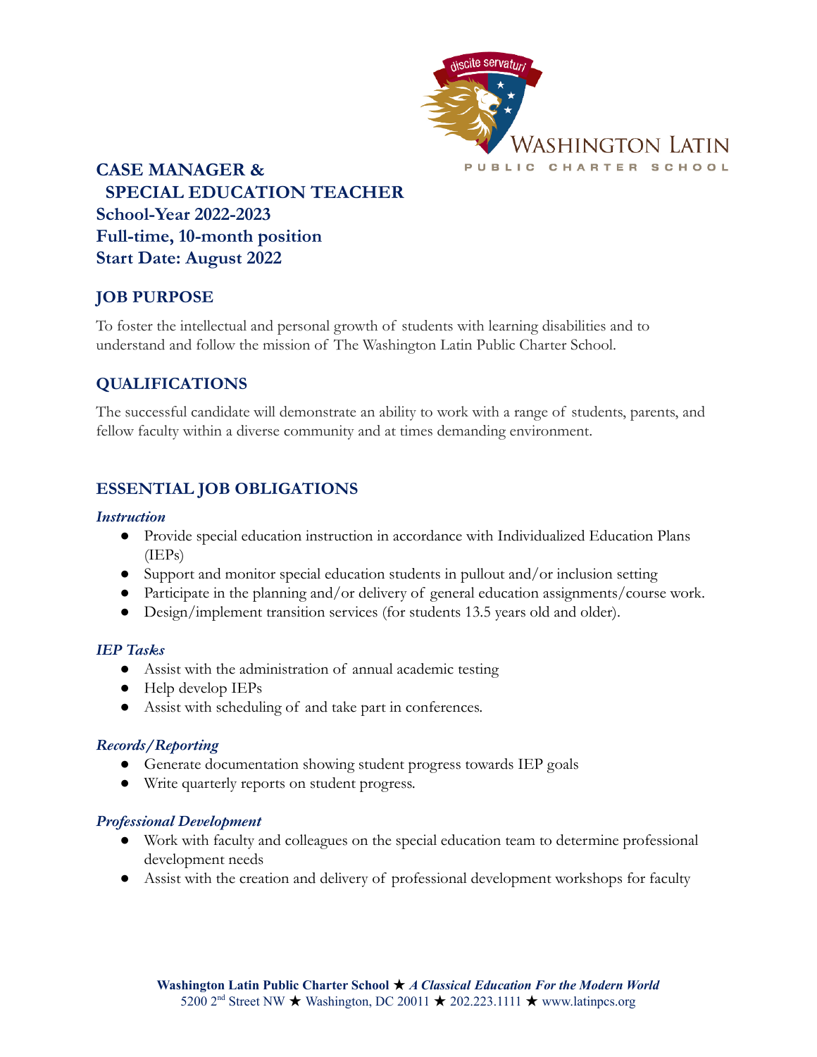# CASE MANAGER & SPECIAL EDUCATION TEACHER

**School-Year 2022-2023**
**Full-time, 10-month position**
**Start Date: August 2022**

## JOB PURPOSE

To foster the intellectual and personal growth of students with learning disabilities and to understand and follow the mission of The Washington Latin Public Charter School.

## QUALIFICATIONS

The successful candidate will demonstrate an ability to work with a range of students, parents, and fellow faculty within a diverse community and at times demanding environment.

## ESSENTIAL JOB OBLIGATIONS

### *Instruction*

- Provide special education instruction in accordance with Individualized Education Plans (IEPs)
- Support and monitor special education students in pullout and/or inclusion setting
- Participate in the planning and/or delivery of general education assignments/course work.
- Design/implement transition services (for students 13.5 years old and older).

### *IEP Tasks*

- Assist with the administration of annual academic testing
- Help develop IEPs
- Assist with scheduling of and take part in conferences.

### *Records/Reporting*

- Generate documentation showing student progress towards IEP goals
- Write quarterly reports on student progress.

### *Professional Development*

- Work with faculty and colleagues on the special education team to determine professional development needs
- Assist with the creation and delivery of professional development workshops for faculty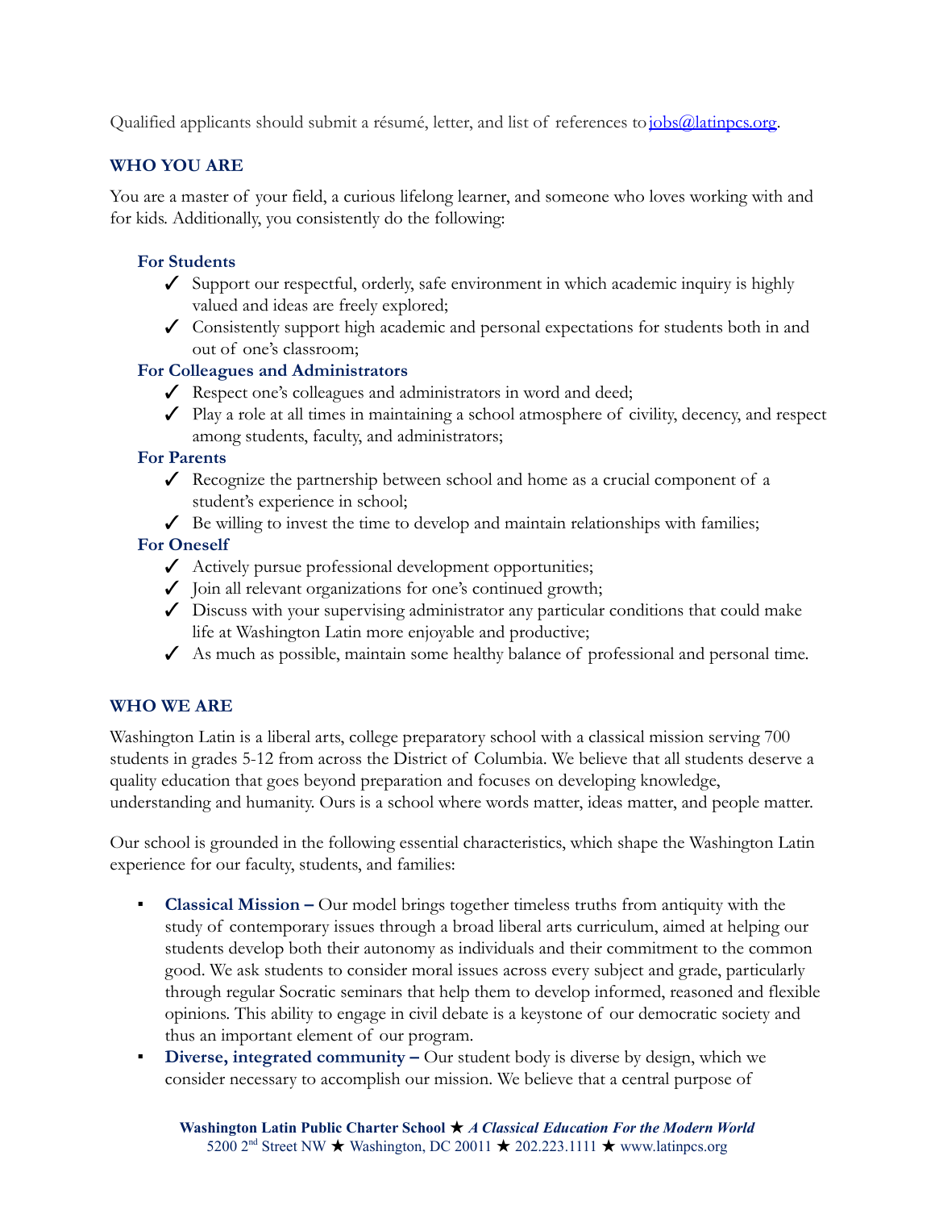Qualified applicants should submit a résumé, letter, and list of references to [jobs@latinpcs.org](mailto:jobs@latinpcs.org).

## WHO YOU ARE

You are a master of your field, a curious lifelong learner, and someone who loves working with and for kids. Additionally, you consistently do the following:

### For Students

- ✓ Support our respectful, orderly, safe environment in which academic inquiry is highly valued and ideas are freely explored;
- ✓ Consistently support high academic and personal expectations for students both in and out of one's classroom;

### For Colleagues and Administrators

- ✓ Respect one's colleagues and administrators in word and deed;
- ✓ Play a role at all times in maintaining a school atmosphere of civility, decency, and respect among students, faculty, and administrators;

### For Parents

- ✓ Recognize the partnership between school and home as a crucial component of a student's experience in school;
- ✓ Be willing to invest the time to develop and maintain relationships with families;

### For Oneself

- ✓ Actively pursue professional development opportunities;
- ✓ Join all relevant organizations for one's continued growth;
- ✓ Discuss with your supervising administrator any particular conditions that could make life at Washington Latin more enjoyable and productive;
- ✓ As much as possible, maintain some healthy balance of professional and personal time.

## WHO WE ARE

Washington Latin is a liberal arts, college preparatory school with a classical mission serving 700 students in grades 5-12 from across the District of Columbia. We believe that all students deserve a quality education that goes beyond preparation and focuses on developing knowledge, understanding and humanity. Ours is a school where words matter, ideas matter, and people matter.

Our school is grounded in the following essential characteristics, which shape the Washington Latin experience for our faculty, students, and families:

- **Classical Mission –** Our model brings together timeless truths from antiquity with the study of contemporary issues through a broad liberal arts curriculum, aimed at helping our students develop both their autonomy as individuals and their commitment to the common good. We ask students to consider moral issues across every subject and grade, particularly through regular Socratic seminars that help them to develop informed, reasoned and flexible opinions. This ability to engage in civil debate is a keystone of our democratic society and thus an important element of our program.
- **Diverse, integrated community –** Our student body is diverse by design, which we consider necessary to accomplish our mission. We believe that a central purpose of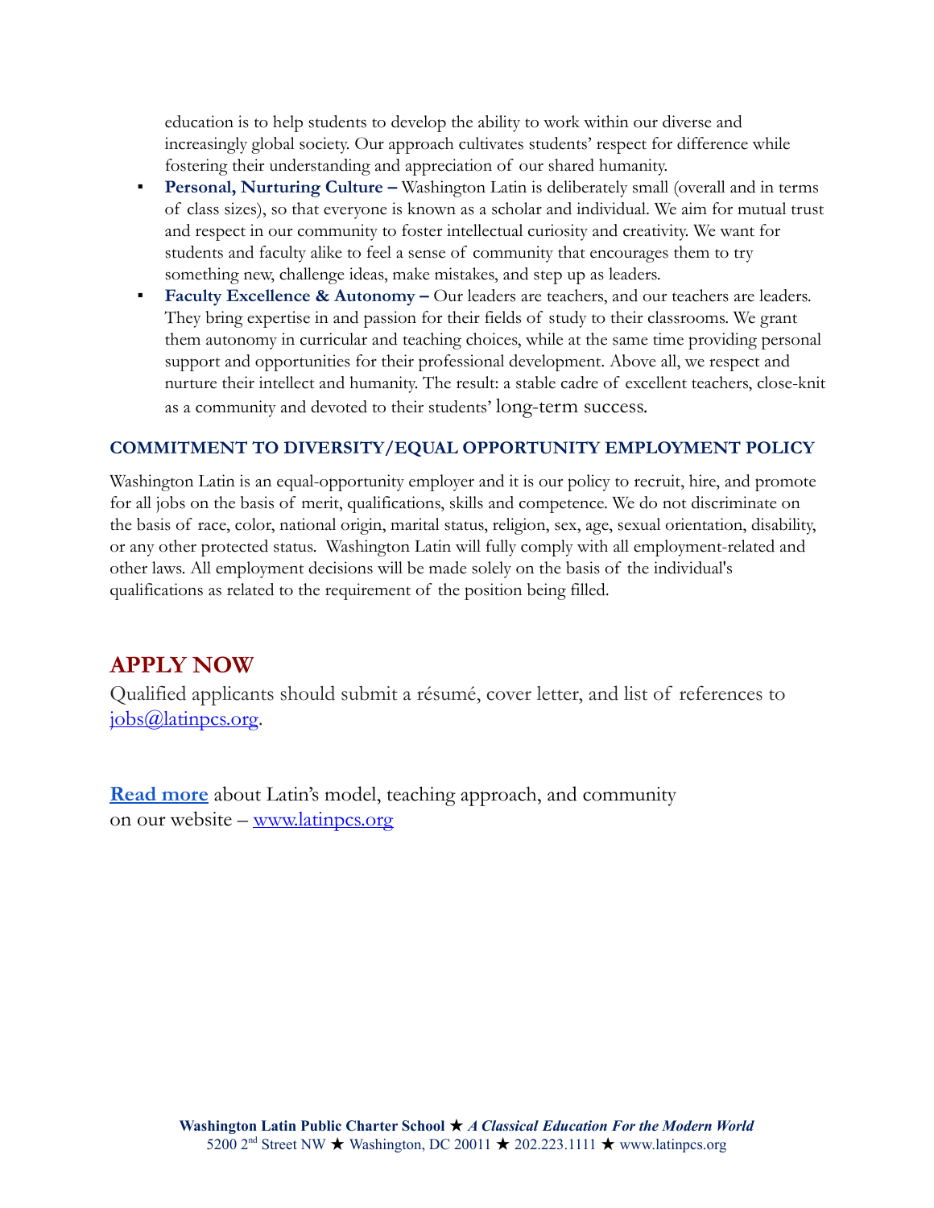education is to help students to develop the ability to work within our diverse and increasingly global society. Our approach cultivates students' respect for difference while fostering their understanding and appreciation of our shared humanity.

- **Personal, Nurturing Culture –** Washington Latin is deliberately small (overall and in terms of class sizes), so that everyone is known as a scholar and individual. We aim for mutual trust and respect in our community to foster intellectual curiosity and creativity. We want for students and faculty alike to feel a sense of community that encourages them to try something new, challenge ideas, make mistakes, and step up as leaders.
- **Faculty Excellence & Autonomy –** Our leaders are teachers, and our teachers are leaders. They bring expertise in and passion for their fields of study to their classrooms. We grant them autonomy in curricular and teaching choices, while at the same time providing personal support and opportunities for their professional development. Above all, we respect and nurture their intellect and humanity. The result: a stable cadre of excellent teachers, close-knit as a community and devoted to their students' long-term success.

### COMMITMENT TO DIVERSITY/EQUAL OPPORTUNITY EMPLOYMENT POLICY

Washington Latin is an equal-opportunity employer and it is our policy to recruit, hire, and promote for all jobs on the basis of merit, qualifications, skills and competence. We do not discriminate on the basis of race, color, national origin, marital status, religion, sex, age, sexual orientation, disability, or any other protected status. Washington Latin will fully comply with all employment-related and other laws. All employment decisions will be made solely on the basis of the individual's qualifications as related to the requirement of the position being filled.

## APPLY NOW

Qualified applicants should submit a résumé, cover letter, and list of references to jobs@latinpcs.org.

**Read more** about Latin's model, teaching approach, and community on our website – www.latinpcs.org

**Washington Latin Public Charter School** ★ ***A Classical Education For the Modern World***
5200 2nd Street NW ★ Washington, DC 20011 ★ 202.223.1111 ★ www.latinpcs.org